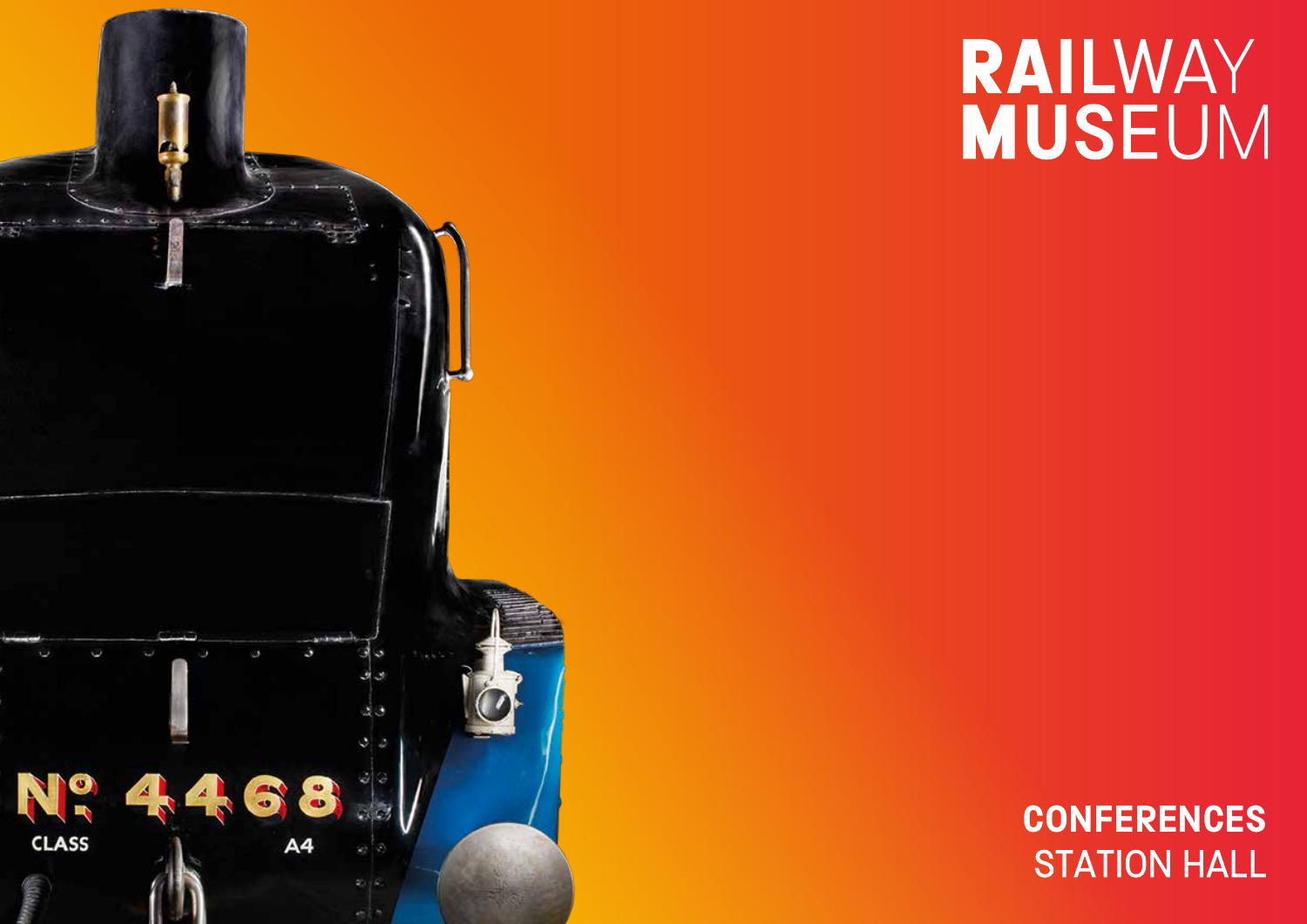# RAILWAY MUSEUM

## CONFERENCES
STATION HALL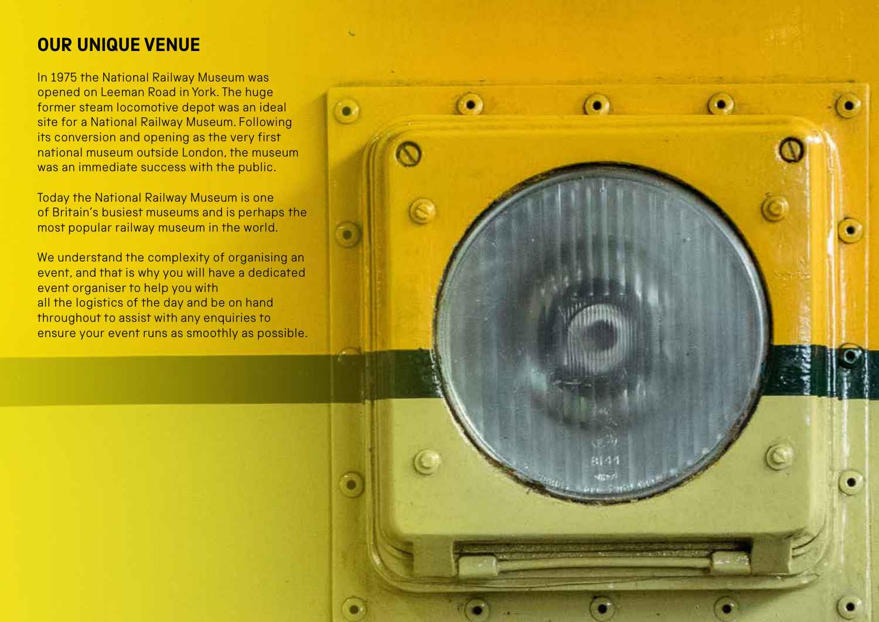## OUR UNIQUE VENUE

In 1975 the National Railway Museum was opened on Leeman Road in York. The huge former steam locomotive depot was an ideal site for a National Railway Museum. Following its conversion and opening as the very first national museum outside London, the museum was an immediate success with the public.

Today the National Railway Museum is one of Britain's busiest museums and is perhaps the most popular railway museum in the world.

We understand the complexity of organising an event, and that is why you will have a dedicated event organiser to help you with all the logistics of the day and be on hand throughout to assist with any enquiries to ensure your event runs as smoothly as possible.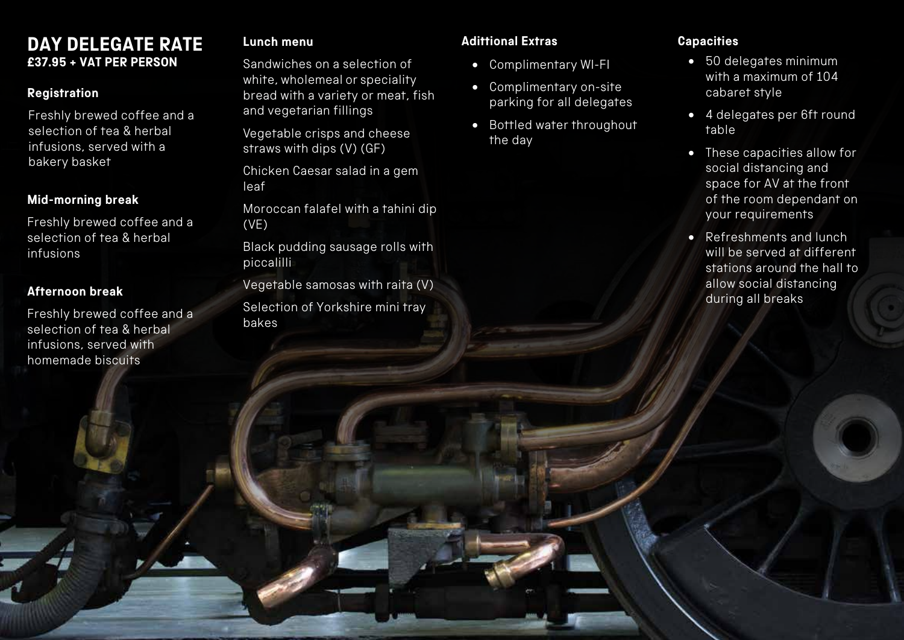# DAY DELEGATE RATE

**£37.95 + VAT PER PERSON**

### Registration

Freshly brewed coffee and a selection of tea & herbal infusions, served with a bakery basket

### Mid-morning break

Freshly brewed coffee and a selection of tea & herbal infusions

### Afternoon break

Freshly brewed coffee and a selection of tea & herbal infusions, served with homemade biscuits

### Lunch menu

Sandwiches on a selection of white, wholemeal or speciality bread with a variety or meat, fish and vegetarian fillings

Vegetable crisps and cheese straws with dips (V) (GF)

Chicken Caesar salad in a gem leaf

Moroccan falafel with a tahini dip (VE)

Black pudding sausage rolls with piccalilli

Vegetable samosas with raita (V)

Selection of Yorkshire mini tray bakes

### Adittional Extras

- Complimentary WI-FI
- Complimentary on-site parking for all delegates
- Bottled water throughout the day

### Capacities

- 50 delegates minimum with a maximum of 104 cabaret style
- 4 delegates per 6ft round table
- These capacities allow for social distancing and space for AV at the front of the room dependant on your requirements
- Refreshments and lunch will be served at different stations around the hall to allow social distancing during all breaks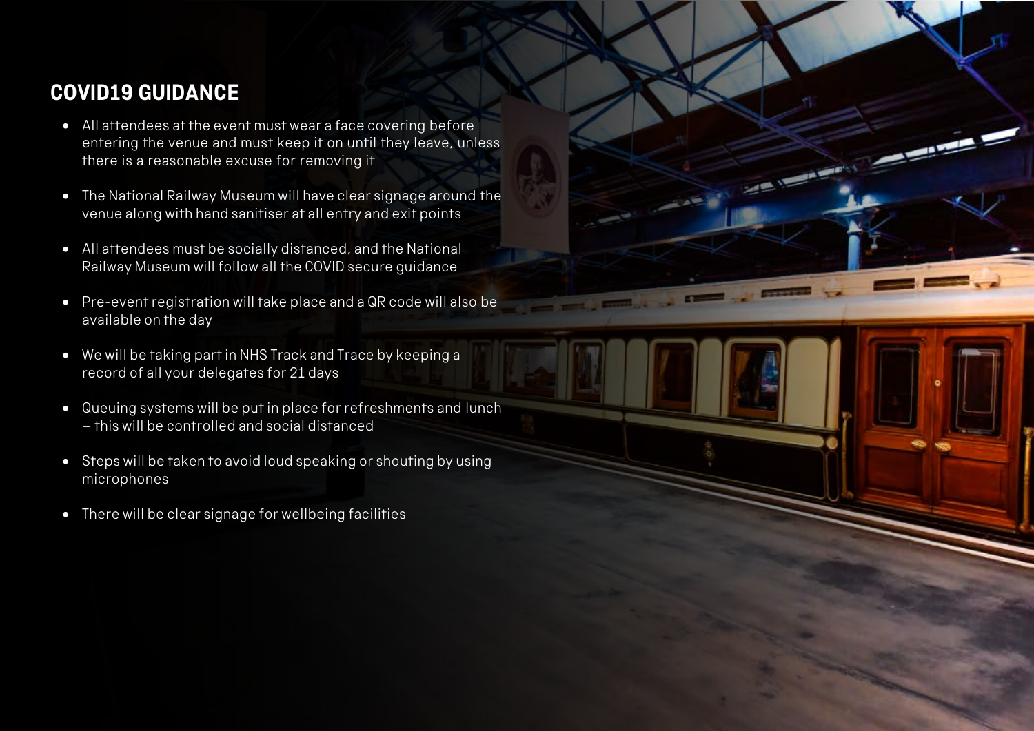## COVID19 GUIDANCE

- All attendees at the event must wear a face covering before entering the venue and must keep it on until they leave, unless there is a reasonable excuse for removing it
- The National Railway Museum will have clear signage around the venue along with hand sanitiser at all entry and exit points
- All attendees must be socially distanced, and the National Railway Museum will follow all the COVID secure guidance
- Pre-event registration will take place and a QR code will also be available on the day
- We will be taking part in NHS Track and Trace by keeping a record of all your delegates for 21 days
- Queuing systems will be put in place for refreshments and lunch – this will be controlled and social distanced
- Steps will be taken to avoid loud speaking or shouting by using microphones
- There will be clear signage for wellbeing facilities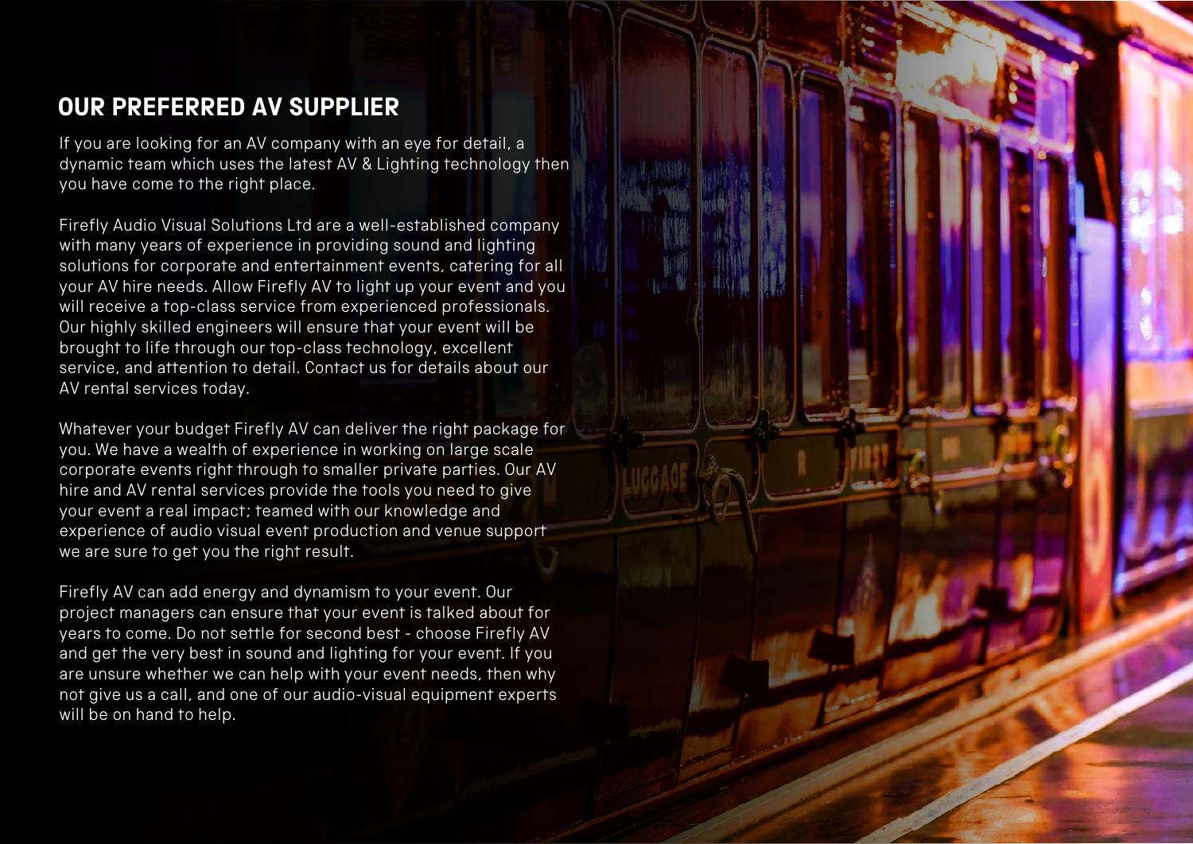## OUR PREFERRED AV SUPPLIER

If you are looking for an AV company with an eye for detail, a dynamic team which uses the latest AV & Lighting technology then you have come to the right place.

Firefly Audio Visual Solutions Ltd are a well-established company with many years of experience in providing sound and lighting solutions for corporate and entertainment events, catering for all your AV hire needs. Allow Firefly AV to light up your event and you will receive a top-class service from experienced professionals. Our highly skilled engineers will ensure that your event will be brought to life through our top-class technology, excellent service, and attention to detail. Contact us for details about our AV rental services today.

Whatever your budget Firefly AV can deliver the right package for you. We have a wealth of experience in working on large scale corporate events right through to smaller private parties. Our AV hire and AV rental services provide the tools you need to give your event a real impact; teamed with our knowledge and experience of audio visual event production and venue support we are sure to get you the right result.

Firefly AV can add energy and dynamism to your event. Our project managers can ensure that your event is talked about for years to come. Do not settle for second best - choose Firefly AV and get the very best in sound and lighting for your event. If you are unsure whether we can help with your event needs, then why not give us a call, and one of our audio-visual equipment experts will be on hand to help.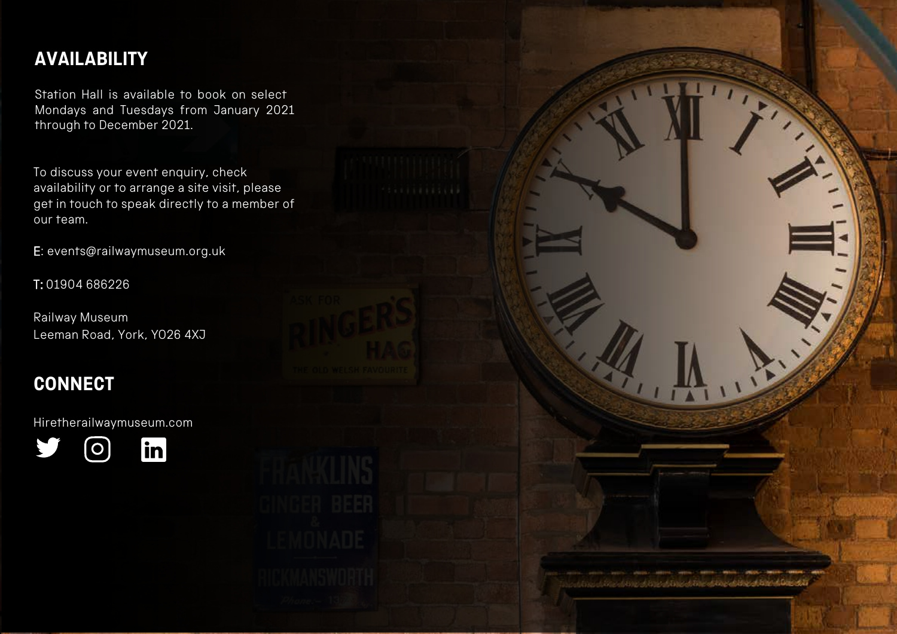## AVAILABILITY

Station Hall is available to book on select Mondays and Tuesdays from January 2021 through to December 2021.

To discuss your event enquiry, check availability or to arrange a site visit, please get in touch to speak directly to a member of our team.

**E**: events@railwaymuseum.org.uk

**T:** 01904 686226

Railway Museum
Leeman Road, York, YO26 4XJ

## CONNECT

Hiretherailwaymuseum.com